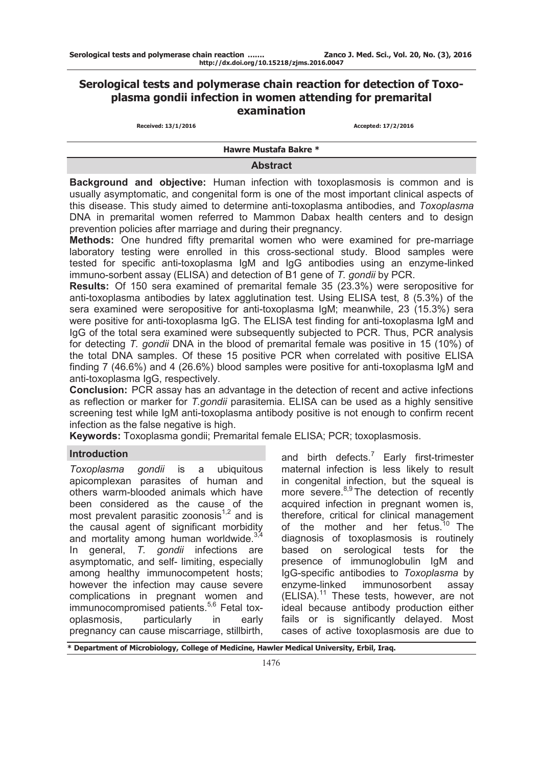# Serological tests and polymerase chain reaction for detection of Toxoplasma gondii infection in women attending for premarital examination

Received: 13/1/2016 Accepted: 17/2/2016

**Hawre Mustafa Bakre ***

## Abstract

**Background and objective:** Human infection with toxoplasmosis is common and is usually asymptomatic, and congenital form is one of the most important clinical aspects of this disease. This study aimed to determine anti-toxoplasma antibodies, and *Toxoplasma* DNA in premarital women referred to Mammon Dabax health centers and to design prevention policies after marriage and during their pregnancy.

**Methods:** One hundred fifty premarital women who were examined for pre-marriage laboratory testing were enrolled in this cross-sectional study. Blood samples were tested for specific anti-toxoplasma IgM and IgG antibodies using an enzyme-linked immuno-sorbent assay (ELISA) and detection of B1 gene of *T. gondii* by PCR.

**Results:** Of 150 sera examined of premarital female 35 (23.3%) were seropositive for anti-toxoplasma antibodies by latex agglutination test. Using ELISA test, 8 (5.3%) of the sera examined were seropositive for anti-toxoplasma IgM; meanwhile, 23 (15.3%) sera were positive for anti-toxoplasma IgG. The ELISA test finding for anti-toxoplasma IgM and IgG of the total sera examined were subsequently subjected to PCR. Thus, PCR analysis for detecting *T. gondii* DNA in the blood of premarital female was positive in 15 (10%) of the total DNA samples. Of these 15 positive PCR when correlated with positive ELISA finding 7 (46.6%) and 4 (26.6%) blood samples were positive for anti-toxoplasma IgM and anti-toxoplasma IgG, respectively.

**Conclusion:** PCR assay has an advantage in the detection of recent and active infections as reflection or marker for *T.gondii* parasitemia. ELISA can be used as a highly sensitive screening test while IgM anti-toxoplasma antibody positive is not enough to confirm recent infection as the false negative is high.

**Keywords:** Toxoplasma gondii; Premarital female ELISA; PCR; toxoplasmosis.

## Introduction

*Toxoplasma gondii* is a ubiquitous apicomplexan parasites of human and others warm-blooded animals which have been considered as the cause of the most prevalent parasitic zoonosis[1,2] and is the causal agent of significant morbidity and mortality among human worldwide.[3,4] In general, *T. gondii* infections are asymptomatic, and self- limiting, especially among healthy immunocompetent hosts; however the infection may cause severe complications in pregnant women and immunocompromised patients.[5,6] Fetal toxoplasmosis, particularly in early pregnancy can cause miscarriage, stillbirth, and birth defects.[7] Early first-trimester maternal infection is less likely to result in congenital infection, but the squeal is more severe.[8,9] The detection of recently acquired infection in pregnant women is, therefore, critical for clinical management of the mother and her fetus.[10] The diagnosis of toxoplasmosis is routinely based on serological tests for the presence of immunoglobulin IgM and IgG-specific antibodies to *Toxoplasma* by enzyme-linked immunosorbent assay (ELISA).[11] These tests, however, are not ideal because antibody production either fails or is significantly delayed. Most cases of active toxoplasmosis are due to

\* Department of Microbiology, College of Medicine, Hawler Medical University, Erbil, Iraq.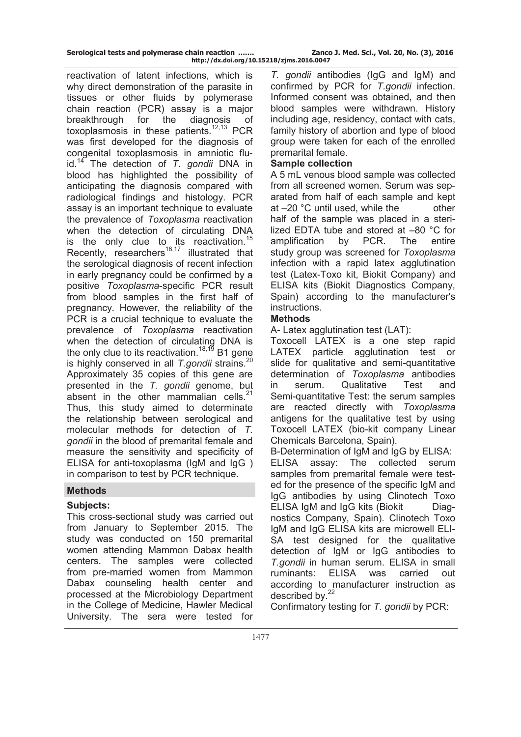reactivation of latent infections, which is why direct demonstration of the parasite in tissues or other fluids by polymerase chain reaction (PCR) assay is a major breakthrough for the diagnosis of toxoplasmosis in these patients.[12,13] PCR was first developed for the diagnosis of congenital toxoplasmosis in amniotic fluid.[14] The detection of *T. gondii* DNA in blood has highlighted the possibility of anticipating the diagnosis compared with radiological findings and histology. PCR assay is an important technique to evaluate the prevalence of *Toxoplasma* reactivation when the detection of circulating DNA is the only clue to its reactivation.[15] Recently, researchers[16,17] illustrated that the serological diagnosis of recent infection in early pregnancy could be confirmed by a positive *Toxoplasma*-specific PCR result from blood samples in the first half of pregnancy. However, the reliability of the PCR is a crucial technique to evaluate the prevalence of *Toxoplasma* reactivation when the detection of circulating DNA is the only clue to its reactivation.[18,19] B1 gene is highly conserved in all *T.gondii* strains.[20] Approximately 35 copies of this gene are presented in the *T. gondii* genome, but absent in the other mammalian cells.[21] Thus, this study aimed to determinate the relationship between serological and molecular methods for detection of *T. gondii* in the blood of premarital female and measure the sensitivity and specificity of ELISA for anti-toxoplasma (IgM and IgG ) in comparison to test by PCR technique.

## Methods

### Subjects:

This cross-sectional study was carried out from January to September 2015. The study was conducted on 150 premarital women attending Mammon Dabax health centers. The samples were collected from pre-married women from Mammon Dabax counseling health center and processed at the Microbiology Department in the College of Medicine, Hawler Medical University. The sera were tested for *T. gondii* antibodies (IgG and IgM) and confirmed by PCR for *T.gondii* infection. Informed consent was obtained, and then blood samples were withdrawn. History including age, residency, contact with cats, family history of abortion and type of blood group were taken for each of the enrolled premarital female.

### Sample collection

A 5 mL venous blood sample was collected from all screened women. Serum was separated from half of each sample and kept at –20 °C until used, while the other half of the sample was placed in a sterilized EDTA tube and stored at –80 °C for amplification by PCR. The entire study group was screened for *Toxoplasma* infection with a rapid latex agglutination test (Latex-Toxo kit, Biokit Company) and ELISA kits (Biokit Diagnostics Company, Spain) according to the manufacturer's instructions.

### Methods

A- Latex agglutination test (LAT):

Toxocell LATEX is a one step rapid LATEX particle agglutination test or slide for qualitative and semi-quantitative determination of *Toxoplasma* antibodies in serum. Qualitative Test and Semi-quantitative Test: the serum samples are reacted directly with *Toxoplasma* antigens for the qualitative test by using Toxocell LATEX (bio-kit company Linear Chemicals Barcelona, Spain).

B-Determination of IgM and IgG by ELISA:

ELISA assay: The collected serum samples from premarital female were tested for the presence of the specific IgM and IgG antibodies by using Clinotech Toxo ELISA IgM and IgG kits (Biokit Diagnostics Company, Spain). Clinotech Toxo IgM and IgG ELISA kits are microwell ELISA test designed for the qualitative detection of IgM or IgG antibodies to *T.gondii* in human serum. ELISA in small ruminants: ELISA was carried out according to manufacturer instruction as described by.[22]

Confirmatory testing for *T. gondii* by PCR: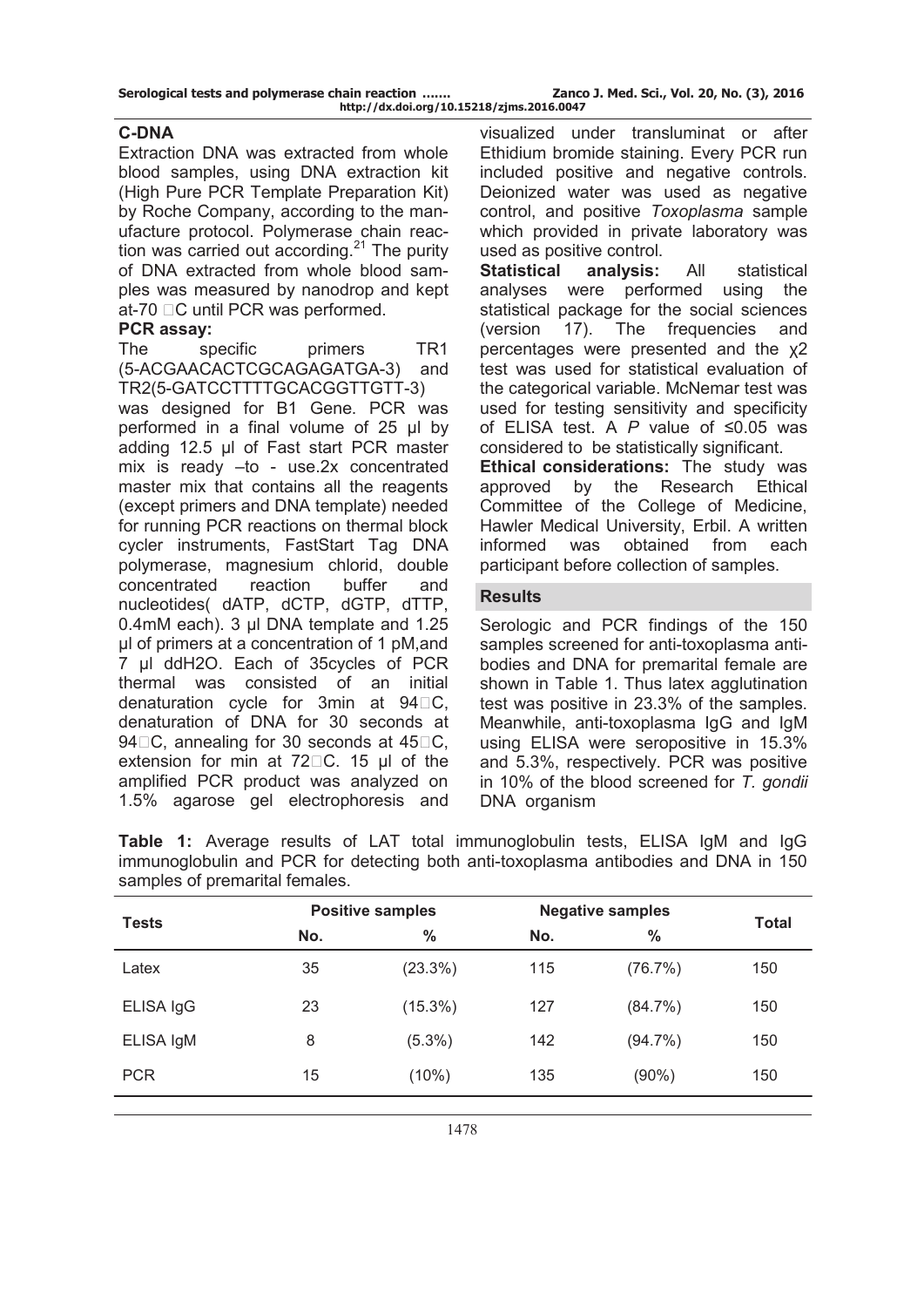## C-DNA

Extraction DNA was extracted from whole blood samples, using DNA extraction kit (High Pure PCR Template Preparation Kit) by Roche Company, according to the manufacture protocol. Polymerase chain reaction was carried out according.[21] The purity of DNA extracted from whole blood samples was measured by nanodrop and kept at-70 °C until PCR was performed.

**PCR assay:**

The specific primers TR1 (5-ACGAACACTCGCAGAGATGA-3) and TR2(5-GATCCTTTTGCACGGTTGTT-3) was designed for B1 Gene. PCR was performed in a final volume of 25 µl by adding 12.5 µl of Fast start PCR master mix is ready –to - use.2x concentrated master mix that contains all the reagents (except primers and DNA template) needed for running PCR reactions on thermal block cycler instruments, FastStart Tag DNA polymerase, magnesium chlorid, double concentrated reaction buffer and nucleotides( dATP, dCTP, dGTP, dTTP, 0.4mM each). 3 µl DNA template and 1.25 µl of primers at a concentration of 1 pM,and 7 µl ddH2O. Each of 35cycles of PCR thermal was consisted of an initial denaturation cycle for 3min at 94 °C, denaturation of DNA for 30 seconds at 94 °C, annealing for 30 seconds at 45 °C, extension for min at 72 °C. 15 µl of the amplified PCR product was analyzed on 1.5% agarose gel electrophoresis and visualized under transluminat or after Ethidium bromide staining. Every PCR run included positive and negative controls. Deionized water was used as negative control, and positive *Toxoplasma* sample which provided in private laboratory was used as positive control.

**Statistical analysis:** All statistical analyses were performed using the statistical package for the social sciences (version 17). The frequencies and percentages were presented and the $\chi2$ test was used for statistical evaluation of the categorical variable. McNemar test was used for testing sensitivity and specificity of ELISA test. A *P* value of ≤0.05 was considered to be statistically significant.

**Ethical considerations:** The study was approved by the Research Ethical Committee of the College of Medicine, Hawler Medical University, Erbil. A written informed was obtained from each participant before collection of samples.

## Results

Serologic and PCR findings of the 150 samples screened for anti-toxoplasma antibodies and DNA for premarital female are shown in Table 1. Thus latex agglutination test was positive in 23.3% of the samples. Meanwhile, anti-toxoplasma IgG and IgM using ELISA were seropositive in 15.3% and 5.3%, respectively. PCR was positive in 10% of the blood screened for *T. gondii* DNA organism

**Table 1:** Average results of LAT total immunoglobulin tests, ELISA IgM and IgG immunoglobulin and PCR for detecting both anti-toxoplasma antibodies and DNA in 150 samples of premarital females.

| Tests | Positive samples | | Negative samples | | Total |
|---|---|---|---|---|---|
| | No. | % | No. | % | |
| Latex | 35 | (23.3%) | 115 | (76.7%) | 150 |
| ELISA IgG | 23 | (15.3%) | 127 | (84.7%) | 150 |
| ELISA IgM | 8 | (5.3%) | 142 | (94.7%) | 150 |
| PCR | 15 | (10%) | 135 | (90%) | 150 |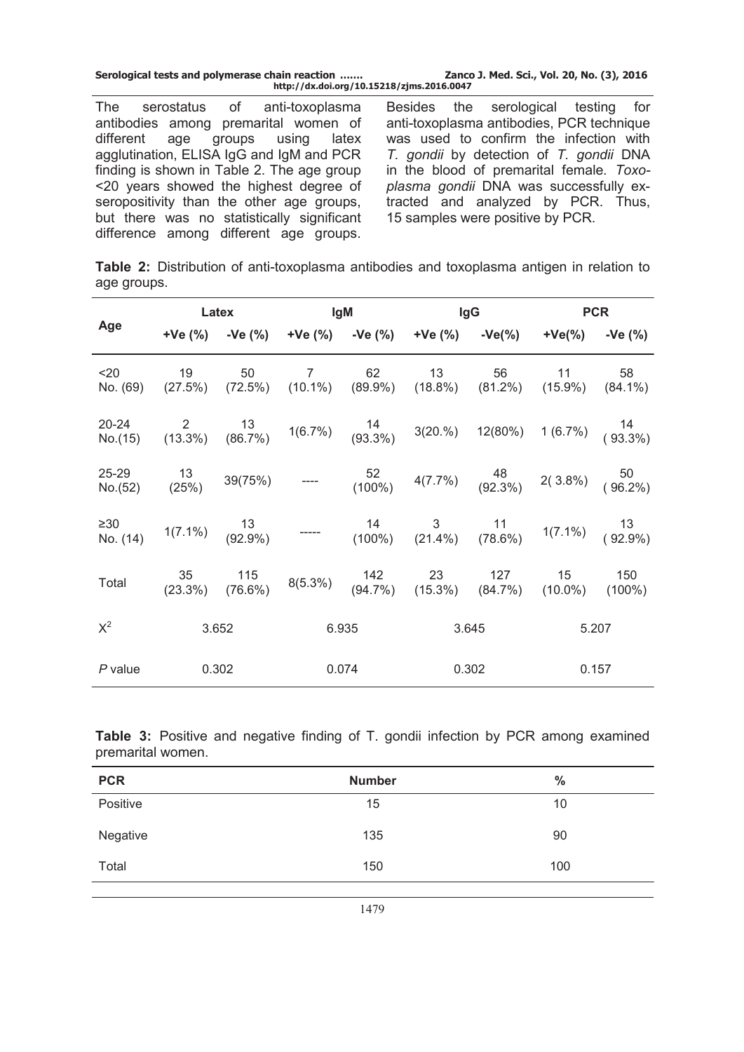The serostatus of anti-toxoplasma antibodies among premarital women of different age groups using latex agglutination, ELISA IgG and IgM and PCR finding is shown in Table 2. The age group <20 years showed the highest degree of seropositivity than the other age groups, but there was no statistically significant difference among different age groups. Besides the serological testing for anti-toxoplasma antibodies, PCR technique was used to confirm the infection with *T. gondii* by detection of *T. gondii* DNA in the blood of premarital female. *Toxoplasma gondii* DNA was successfully extracted and analyzed by PCR. Thus, 15 samples were positive by PCR.

**Table 2:** Distribution of anti-toxoplasma antibodies and toxoplasma antigen in relation to age groups.

| Age | Latex | | IgM | | IgG | | PCR | |
|---|---|---|---|---|---|---|---|---|
| | +Ve (%) | -Ve (%) | +Ve (%) | -Ve (%) | +Ve (%) | -Ve(%) | +Ve(%) | -Ve (%) |
| <20 No. (69) | 19 (27.5%) | 50 (72.5%) | 7 (10.1%) | 62 (89.9%) | 13 (18.8%) | 56 (81.2%) | 11 (15.9%) | 58 (84.1%) |
| 20-24 No.(15) | 2 (13.3%) | 13 (86.7%) | 1(6.7%) | 14 (93.3%) | 3(20.%) | 12(80%) | 1 (6.7%) | 14 ( 93.3%) |
| 25-29 No.(52) | 13 (25%) | 39(75%) | ---- | 52 (100%) | 4(7.7%) | 48 (92.3%) | 2( 3.8%) | 50 ( 96.2%) |
| ≥30 No. (14) | 1(7.1%) | 13 (92.9%) | ----- | 14 (100%) | 3 (21.4%) | 11 (78.6%) | 1(7.1%) | 13 ( 92.9%) |
| Total | 35 (23.3%) | 115 (76.6%) | 8(5.3%) | 142 (94.7%) | 23 (15.3%) | 127 (84.7%) | 15 (10.0%) | 150 (100%) |
| $X^2$ | 3.652 | | 6.935 | | 3.645 | | 5.207 | |
| *P* value | 0.302 | | 0.074 | | 0.302 | | 0.157 | |

**Table 3:** Positive and negative finding of T. gondii infection by PCR among examined premarital women.

| PCR | Number | % |
|---|---|---|
| Positive | 15 | 10 |
| Negative | 135 | 90 |
| Total | 150 | 100 |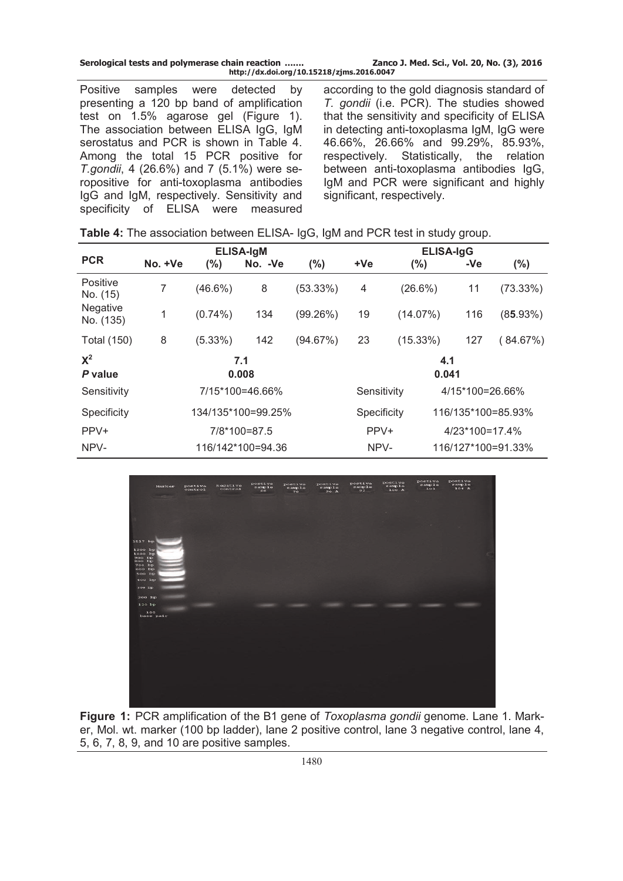Positive samples were detected by presenting a 120 bp band of amplification test on 1.5% agarose gel (Figure 1). The association between ELISA IgG, IgM serostatus and PCR is shown in Table 4. Among the total 15 PCR positive for *T.gondii*, 4 (26.6%) and 7 (5.1%) were seropositive for anti-toxoplasma antibodies IgG and IgM, respectively. Sensitivity and specificity of ELISA were measured according to the gold diagnosis standard of *T. gondii* (i.e. PCR). The studies showed that the sensitivity and specificity of ELISA in detecting anti-toxoplasma IgM, IgG were 46.66%, 26.66% and 99.29%, 85.93%, respectively. Statistically, the relation between anti-toxoplasma antibodies IgG, IgM and PCR were significant and highly significant, respectively.

**Table 4:** The association between ELISA- IgG, IgM and PCR test in study group.

| PCR | ELISA-IgM | | | | ELISA-IgG | | | |
|---|---|---|---|---|---|---|---|---|
| | No. +Ve | (%) | No. -Ve | (%) | +Ve | (%) | -Ve | (%) |
| Positive No. (15) | 7 | (46.6%) | 8 | (53.33%) | 4 | (26.6%) | 11 | (73.33%) |
| Negative No. (135) | 1 | (0.74%) | 134 | (99.26%) | 19 | (14.07%) | 116 | (85.93%) |
| Total (150) | 8 | (5.33%) | 142 | (94.67%) | 23 | (15.33%) | 127 | (84.67%) |
| $X^2$ | 7.1 | | | | 4.1 | | | |
| *P* value | 0.008 | | | | 0.041 | | | |
| Sensitivity | 7/15*100=46.66% | | | | Sensitivity | 4/15*100=26.66% | | |
| Specificity | 134/135*100=99.25% | | | | Specificity | 116/135*100=85.93% | | |
| PPV+ | 7/8*100=87.5 | | | | PPV+ | 4/23*100=17.4% | | |
| NPV- | 116/142*100=94.36 | | | | NPV- | 116/127*100=91.33% | | |

**Figure 1:** PCR amplification of the B1 gene of *Toxoplasma gondii* genome. Lane 1. Marker, Mol. wt. marker (100 bp ladder), lane 2 positive control, lane 3 negative control, lane 4, 5, 6, 7, 8, 9, and 10 are positive samples.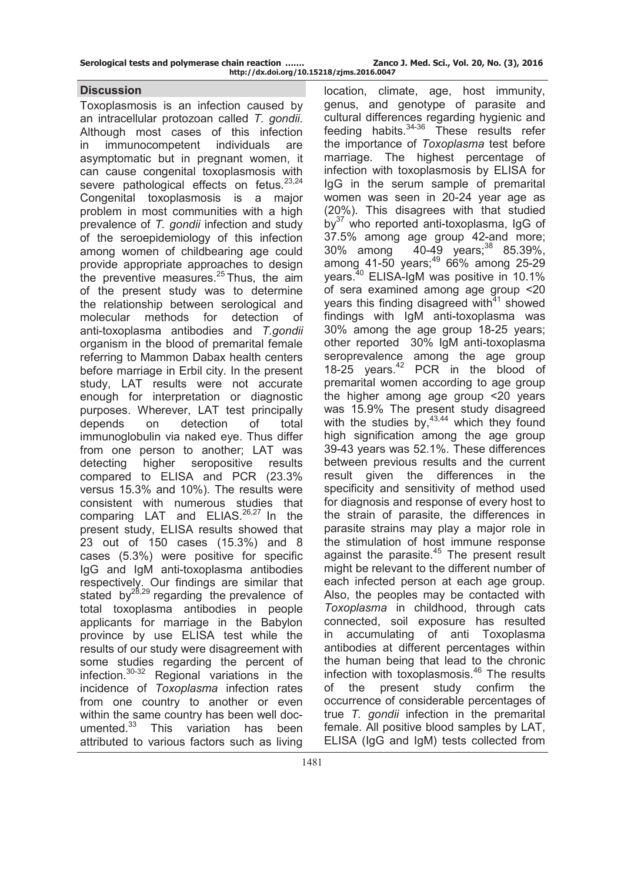## Discussion

Toxoplasmosis is an infection caused by an intracellular protozoan called *T. gondii*. Although most cases of this infection in immunocompetent individuals are asymptomatic but in pregnant women, it can cause congenital toxoplasmosis with severe pathological effects on fetus.[23,24] Congenital toxoplasmosis is a major problem in most communities with a high prevalence of *T. gondii* infection and study of the seroepidemiology of this infection among women of childbearing age could provide appropriate approaches to design the preventive measures.[25] Thus, the aim of the present study was to determine the relationship between serological and molecular methods for detection of anti-toxoplasma antibodies and *T.gondii* organism in the blood of premarital female referring to Mammon Dabax health centers before marriage in Erbil city. In the present study, LAT results were not accurate enough for interpretation or diagnostic purposes. Wherever, LAT test principally depends on detection of total immunoglobulin via naked eye. Thus differ from one person to another; LAT was detecting higher seropositive results compared to ELISA and PCR (23.3% versus 15.3% and 10%). The results were consistent with numerous studies that comparing LAT and ELIAS.[26,27] In the present study, ELISA results showed that 23 out of 150 cases (15.3%) and 8 cases (5.3%) were positive for specific IgG and IgM anti-toxoplasma antibodies respectively. Our findings are similar that stated by[28,29] regarding the prevalence of total toxoplasma antibodies in people applicants for marriage in the Babylon province by use ELISA test while the results of our study were disagreement with some studies regarding the percent of infection.[30-32] Regional variations in the incidence of *Toxoplasma* infection rates from one country to another or even within the same country has been well documented.[33] This variation has been attributed to various factors such as living location, climate, age, host immunity, genus, and genotype of parasite and cultural differences regarding hygienic and feeding habits.[34-36] These results refer the importance of *Toxoplasma* test before marriage. The highest percentage of infection with toxoplasmosis by ELISA for IgG in the serum sample of premarital women was seen in 20-24 year age as (20%). This disagrees with that studied by[37] who reported anti-toxoplasma, IgG of 37.5% among age group 42-and more; 30% among 40-49 years;[38] 85.39%, among 41-50 years;[49] 66% among 25-29 years.[40] ELISA-IgM was positive in 10.1% of sera examined among age group <20 years this finding disagreed with[41] showed findings with IgM anti-toxoplasma was 30% among the age group 18-25 years; other reported 30% IgM anti-toxoplasma seroprevalence among the age group 18-25 years.[42] PCR in the blood of premarital women according to age group the higher among age group <20 years was 15.9% The present study disagreed with the studies by,[43,44] which they found high signification among the age group 39-43 years was 52.1%. These differences between previous results and the current result given the differences in the specificity and sensitivity of method used for diagnosis and response of every host to the strain of parasite, the differences in parasite strains may play a major role in the stimulation of host immune response against the parasite.[45] The present result might be relevant to the different number of each infected person at each age group. Also, the peoples may be contacted with *Toxoplasma* in childhood, through cats connected, soil exposure has resulted in accumulating of anti Toxoplasma antibodies at different percentages within the human being that lead to the chronic infection with toxoplasmosis.[46] The results of the present study confirm the occurrence of considerable percentages of true *T. gondii* infection in the premarital female. All positive blood samples by LAT, ELISA (IgG and IgM) tests collected from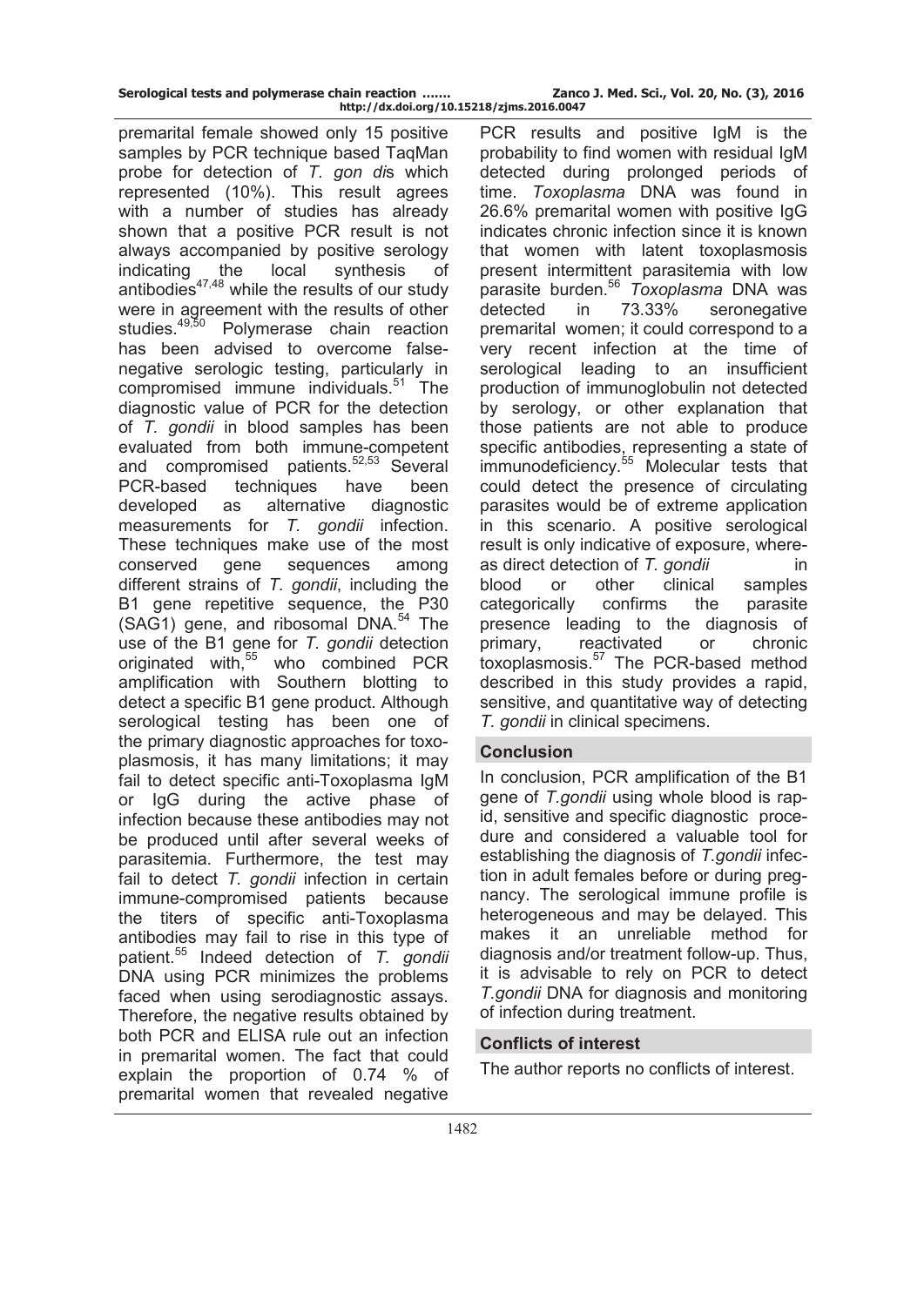premarital female showed only 15 positive samples by PCR technique based TaqMan probe for detection of *T. gon di*s which represented (10%). This result agrees with a number of studies has already shown that a positive PCR result is not always accompanied by positive serology indicating the local synthesis of antibodies[47,48] while the results of our study were in agreement with the results of other studies.[49,50] Polymerase chain reaction has been advised to overcome false-negative serologic testing, particularly in compromised immune individuals.[51] The diagnostic value of PCR for the detection of *T. gondii* in blood samples has been evaluated from both immune-competent and compromised patients.[52,53] Several PCR-based techniques have been developed as alternative diagnostic measurements for *T. gondii* infection. These techniques make use of the most conserved gene sequences among different strains of *T. gondii*, including the B1 gene repetitive sequence, the P30 (SAG1) gene, and ribosomal DNA.[54] The use of the B1 gene for *T. gondii* detection originated with,[55] who combined PCR amplification with Southern blotting to detect a specific B1 gene product. Although serological testing has been one of the primary diagnostic approaches for toxoplasmosis, it has many limitations; it may fail to detect specific anti-Toxoplasma IgM or IgG during the active phase of infection because these antibodies may not be produced until after several weeks of parasitemia. Furthermore, the test may fail to detect *T. gondii* infection in certain immune-compromised patients because the titers of specific anti-Toxoplasma antibodies may fail to rise in this type of patient.[55] Indeed detection of *T. gondii* DNA using PCR minimizes the problems faced when using serodiagnostic assays. Therefore, the negative results obtained by both PCR and ELISA rule out an infection in premarital women. The fact that could explain the proportion of 0.74 % of premarital women that revealed negative PCR results and positive IgM is the probability to find women with residual IgM detected during prolonged periods of time. *Toxoplasma* DNA was found in 26.6% premarital women with positive IgG indicates chronic infection since it is known that women with latent toxoplasmosis present intermittent parasitemia with low parasite burden.[56] *Toxoplasma* DNA was detected in 73.33% seronegative premarital women; it could correspond to a very recent infection at the time of serological leading to an insufficient production of immunoglobulin not detected by serology, or other explanation that those patients are not able to produce specific antibodies, representing a state of immunodeficiency.[55] Molecular tests that could detect the presence of circulating parasites would be of extreme application in this scenario. A positive serological result is only indicative of exposure, whereas direct detection of *T. gondii* in blood or other clinical samples categorically confirms the parasite presence leading to the diagnosis of primary, reactivated or chronic toxoplasmosis.[57] The PCR-based method described in this study provides a rapid, sensitive, and quantitative way of detecting *T. gondii* in clinical specimens.

## Conclusion

In conclusion, PCR amplification of the B1 gene of *T.gondii* using whole blood is rapid, sensitive and specific diagnostic procedure and considered a valuable tool for establishing the diagnosis of *T.gondii* infection in adult females before or during pregnancy. The serological immune profile is heterogeneous and may be delayed. This makes it an unreliable method for diagnosis and/or treatment follow-up. Thus, it is advisable to rely on PCR to detect *T.gondii* DNA for diagnosis and monitoring of infection during treatment.

## Conflicts of interest

The author reports no conflicts of interest.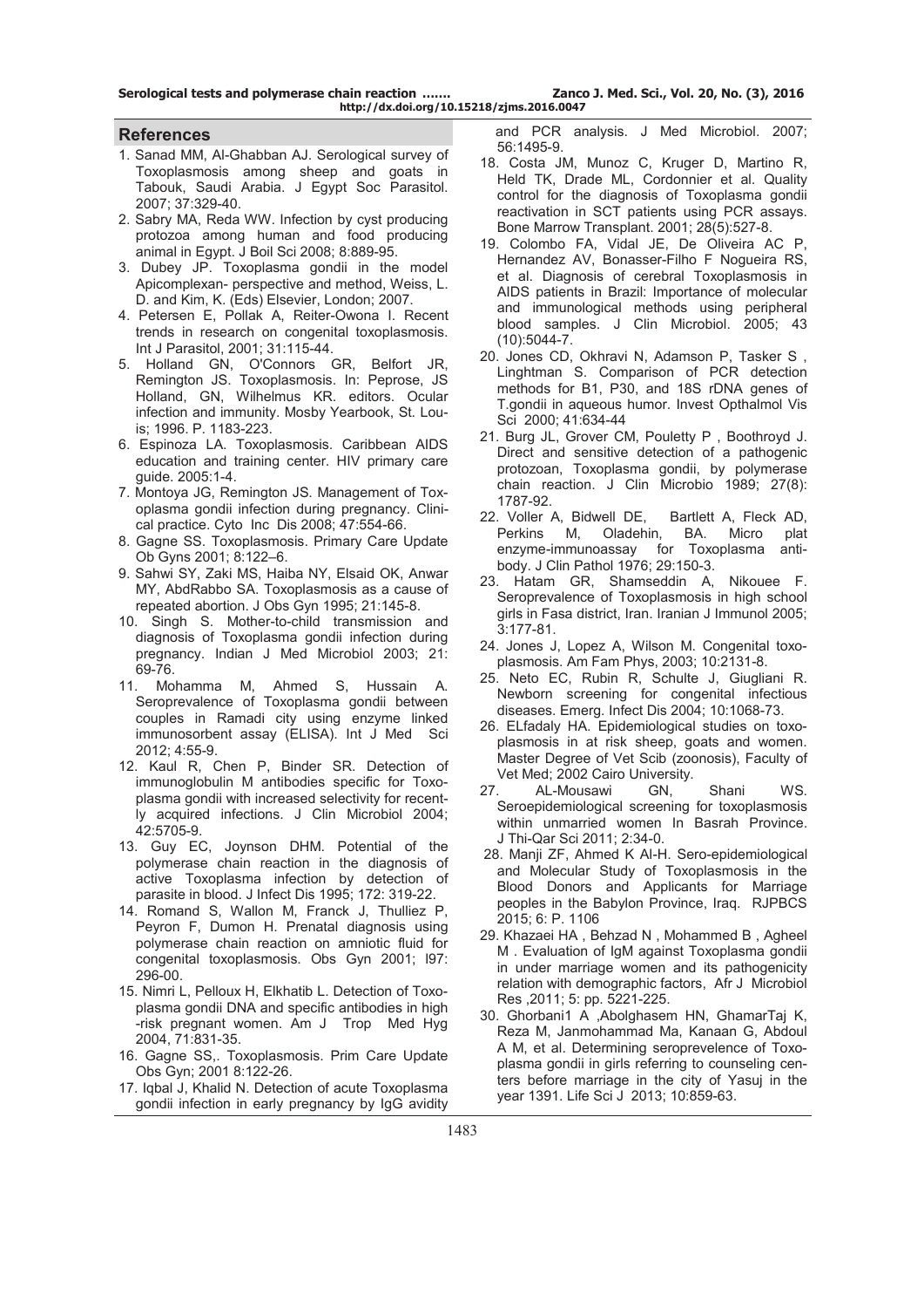## References

1. Sanad MM, Al-Ghabban AJ. Serological survey of Toxoplasmosis among sheep and goats in Tabouk, Saudi Arabia. J Egypt Soc Parasitol. 2007; 37:329-40.
2. Sabry MA, Reda WW. Infection by cyst producing protozoa among human and food producing animal in Egypt. J Boil Sci 2008; 8:889-95.
3. Dubey JP. Toxoplasma gondii in the model Apicomplexan- perspective and method, Weiss, L. D. and Kim, K. (Eds) Elsevier, London; 2007.
4. Petersen E, Pollak A, Reiter-Owona I. Recent trends in research on congenital toxoplasmosis. Int J Parasitol, 2001; 31:115-44.
5. Holland GN, O'Connors GR, Belfort JR, Remington JS. Toxoplasmosis. In: Peprose, JS Holland, GN, Wilhelmus KR. editors. Ocular infection and immunity. Mosby Yearbook, St. Louis; 1996. P. 1183-223.
6. Espinoza LA. Toxoplasmosis. Caribbean AIDS education and training center. HIV primary care guide. 2005:1-4.
7. Montoya JG, Remington JS. Management of Toxoplasma gondii infection during pregnancy. Clinical practice. Cyto Inc Dis 2008; 47:554-66.
8. Gagne SS. Toxoplasmosis. Primary Care Update Ob Gyns 2001; 8:122–6.
9. Sahwi SY, Zaki MS, Haiba NY, Elsaid OK, Anwar MY, AbdRabbo SA. Toxoplasmosis as a cause of repeated abortion. J Obs Gyn 1995; 21:145-8.
10. Singh S. Mother-to-child transmission and diagnosis of Toxoplasma gondii infection during pregnancy. Indian J Med Microbiol 2003; 21: 69-76.
11. Mohamma M, Ahmed S, Hussain A. Seroprevalence of Toxoplasma gondii between couples in Ramadi city using enzyme linked immunosorbent assay (ELISA). Int J Med Sci 2012; 4:55-9.
12. Kaul R, Chen P, Binder SR. Detection of immunoglobulin M antibodies specific for Toxoplasma gondii with increased selectivity for recently acquired infections. J Clin Microbiol 2004; 42:5705-9.
13. Guy EC, Joynson DHM. Potential of the polymerase chain reaction in the diagnosis of active Toxoplasma infection by detection of parasite in blood. J Infect Dis 1995; 172: 319-22.
14. Romand S, Wallon M, Franck J, Thulliez P, Peyron F, Dumon H. Prenatal diagnosis using polymerase chain reaction on amniotic fluid for congenital toxoplasmosis. Obs Gyn 2001; l97: 296-00.
15. Nimri L, Pelloux H, Elkhatib L. Detection of Toxoplasma gondii DNA and specific antibodies in high -risk pregnant women. Am J Trop Med Hyg 2004, 71:831-35.
16. Gagne SS,. Toxoplasmosis. Prim Care Update Obs Gyn; 2001 8:122-26.
17. Iqbal J, Khalid N. Detection of acute Toxoplasma gondii infection in early pregnancy by IgG avidity and PCR analysis. J Med Microbiol. 2007; 56:1495-9.
18. Costa JM, Munoz C, Kruger D, Martino R, Held TK, Drade ML, Cordonnier et al. Quality control for the diagnosis of Toxoplasma gondii reactivation in SCT patients using PCR assays. Bone Marrow Transplant. 2001; 28(5):527-8.
19. Colombo FA, Vidal JE, De Oliveira AC P, Hernandez AV, Bonasser-Filho F Nogueira RS, et al. Diagnosis of cerebral Toxoplasmosis in AIDS patients in Brazil: Importance of molecular and immunological methods using peripheral blood samples. J Clin Microbiol. 2005; 43 (10):5044-7.
20. Jones CD, Okhravi N, Adamson P, Tasker S , Linghtman S. Comparison of PCR detection methods for B1, P30, and 18S rDNA genes of T.gondii in aqueous humor. Invest Opthalmol Vis Sci 2000; 41:634-44
21. Burg JL, Grover CM, Pouletty P , Boothroyd J. Direct and sensitive detection of a pathogenic protozoan, Toxoplasma gondii, by polymerase chain reaction. J Clin Microbio 1989; 27(8): 1787-92.
22. Voller A, Bidwell DE, Bartlett A, Fleck AD, Perkins M, Oladehin, BA. Micro plat enzyme-immunoassay for Toxoplasma antibody. J Clin Pathol 1976; 29:150-3.
23. Hatam GR, Shamseddin A, Nikouee F. Seroprevalence of Toxoplasmosis in high school girls in Fasa district, Iran. Iranian J Immunol 2005; 3:177-81.
24. Jones J, Lopez A, Wilson M. Congenital toxoplasmosis. Am Fam Phys, 2003; 10:2131-8.
25. Neto EC, Rubin R, Schulte J, Giugliani R. Newborn screening for congenital infectious diseases. Emerg. Infect Dis 2004; 10:1068-73.
26. ELfadaly HA. Epidemiological studies on toxoplasmosis in at risk sheep, goats and women. Master Degree of Vet Scib (zoonosis), Faculty of Vet Med; 2002 Cairo University.
27. AL-Mousawi GN, Shani WS. Seroepidemiological screening for toxoplasmosis within unmarried women In Basrah Province. J Thi-Qar Sci 2011; 2:34-0.
28. Manji ZF, Ahmed K Al-H. Sero-epidemiological and Molecular Study of Toxoplasmosis in the Blood Donors and Applicants for Marriage peoples in the Babylon Province, Iraq. RJPBCS 2015; 6: P. 1106
29. Khazaei HA , Behzad N , Mohammed B , Agheel M . Evaluation of IgM against Toxoplasma gondii in under marriage women and its pathogenicity relation with demographic factors, Afr J Microbiol Res ,2011; 5: pp. 5221-225.
30. Ghorbani1 A ,Abolghasem HN, GhamarTaj K, Reza M, Janmohammad Ma, Kanaan G, Abdoul A M, et al. Determining seroprevelence of Toxoplasma gondii in girls referring to counseling centers before marriage in the city of Yasuj in the year 1391. Life Sci J 2013; 10:859-63.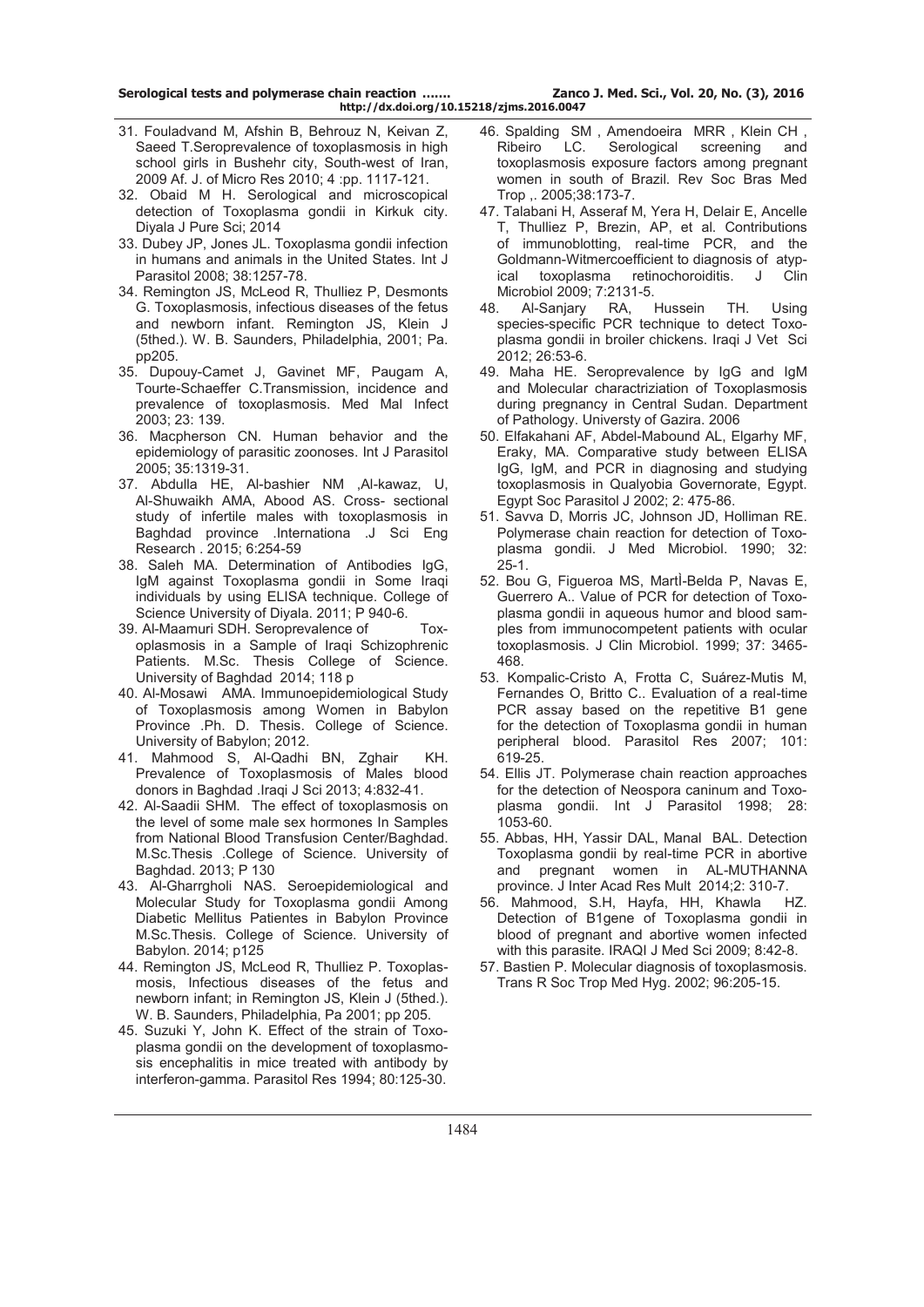31. Fouladvand M, Afshin B, Behrouz N, Keivan Z, Saeed T.Seroprevalence of toxoplasmosis in high school girls in Bushehr city, South-west of Iran, 2009 Af. J. of Micro Res 2010; 4 :pp. 1117-121.
32. Obaid M H. Serological and microscopical detection of Toxoplasma gondii in Kirkuk city. Diyala J Pure Sci; 2014
33. Dubey JP, Jones JL. Toxoplasma gondii infection in humans and animals in the United States. Int J Parasitol 2008; 38:1257-78.
34. Remington JS, McLeod R, Thulliez P, Desmonts G. Toxoplasmosis, infectious diseases of the fetus and newborn infant. Remington JS, Klein J (5thed.). W. B. Saunders, Philadelphia, 2001; Pa. pp205.
35. Dupouy-Camet J, Gavinet MF, Paugam A, Tourte-Schaeffer C.Transmission, incidence and prevalence of toxoplasmosis. Med Mal Infect 2003; 23: 139.
36. Macpherson CN. Human behavior and the epidemiology of parasitic zoonoses. Int J Parasitol 2005; 35:1319-31.
37. Abdulla HE, Al-bashier NM ,Al-kawaz, U, Al-Shuwaikh AMA, Abood AS. Cross- sectional study of infertile males with toxoplasmosis in Baghdad province .Internationa .J Sci Eng Research . 2015; 6:254-59
38. Saleh MA. Determination of Antibodies IgG, IgM against Toxoplasma gondii in Some Iraqi individuals by using ELISA technique. College of Science University of Diyala. 2011; P 940-6.
39. Al-Maamuri SDH. Seroprevalence of Toxoplasmosis in a Sample of Iraqi Schizophrenic Patients. M.Sc. Thesis College of Science. University of Baghdad 2014; 118 p
40. Al-Mosawi AMA. Immunoepidemiological Study of Toxoplasmosis among Women in Babylon Province .Ph. D. Thesis. College of Science. University of Babylon; 2012.
41. Mahmood S, Al-Qadhi BN, Zghair KH. Prevalence of Toxoplasmosis of Males blood donors in Baghdad .Iraqi J Sci 2013; 4:832-41.
42. Al-Saadii SHM. The effect of toxoplasmosis on the level of some male sex hormones In Samples from National Blood Transfusion Center/Baghdad. M.Sc.Thesis .College of Science. University of Baghdad. 2013; P 130
43. Al-Gharrgholi NAS. Seroepidemiological and Molecular Study for Toxoplasma gondii Among Diabetic Mellitus Patientes in Babylon Province M.Sc.Thesis. College of Science. University of Babylon. 2014; p125
44. Remington JS, McLeod R, Thulliez P. Toxoplasmosis, Infectious diseases of the fetus and newborn infant; in Remington JS, Klein J (5thed.). W. B. Saunders, Philadelphia, Pa 2001; pp 205.
45. Suzuki Y, John K. Effect of the strain of Toxoplasma gondii on the development of toxoplasmosis encephalitis in mice treated with antibody by interferon-gamma. Parasitol Res 1994; 80:125-30.
46. Spalding SM , Amendoeira MRR , Klein CH , Ribeiro LC. Serological screening and toxoplasmosis exposure factors among pregnant women in south of Brazil. Rev Soc Bras Med Trop ,. 2005;38:173-7.
47. Talabani H, Asseraf M, Yera H, Delair E, Ancelle T, Thulliez P, Brezin, AP, et al. Contributions of immunoblotting, real-time PCR, and the Goldmann-Witmercoefficient to diagnosis of atypical toxoplasma retinochoroiditis. J Clin Microbiol 2009; 7:2131-5.
48. Al-Sanjary RA, Hussein TH. Using species-specific PCR technique to detect Toxoplasma gondii in broiler chickens. Iraqi J Vet Sci 2012; 26:53-6.
49. Maha HE. Seroprevalence by IgG and IgM and Molecular charactriziation of Toxoplasmosis during pregnancy in Central Sudan. Department of Pathology. Universty of Gazira. 2006
50. Elfakahani AF, Abdel-Mabound AL, Elgarhy MF, Eraky, MA. Comparative study between ELISA IgG, IgM, and PCR in diagnosing and studying toxoplasmosis in Qualyobia Governorate, Egypt. Egypt Soc Parasitol J 2002; 2: 475-86.
51. Savva D, Morris JC, Johnson JD, Holliman RE. Polymerase chain reaction for detection of Toxoplasma gondii. J Med Microbiol. 1990; 32: 25-1.
52. Bou G, Figueroa MS, MartÌ-Belda P, Navas E, Guerrero A.. Value of PCR for detection of Toxoplasma gondii in aqueous humor and blood samples from immunocompetent patients with ocular toxoplasmosis. J Clin Microbiol. 1999; 37: 3465-468.
53. Kompalic-Cristo A, Frotta C, Suárez-Mutis M, Fernandes O, Britto C.. Evaluation of a real-time PCR assay based on the repetitive B1 gene for the detection of Toxoplasma gondii in human peripheral blood. Parasitol Res 2007; 101: 619-25.
54. Ellis JT. Polymerase chain reaction approaches for the detection of Neospora caninum and Toxoplasma gondii. Int J Parasitol 1998; 28: 1053-60.
55. Abbas, HH, Yassir DAL, Manal BAL. Detection Toxoplasma gondii by real-time PCR in abortive and pregnant women in AL-MUTHANNA province. J Inter Acad Res Mult 2014;2: 310-7.
56. Mahmood, S.H, Hayfa, HH, Khawla HZ. Detection of B1gene of Toxoplasma gondii in blood of pregnant and abortive women infected with this parasite. IRAQI J Med Sci 2009; 8:42-8.
57. Bastien P. Molecular diagnosis of toxoplasmosis. Trans R Soc Trop Med Hyg. 2002; 96:205-15.